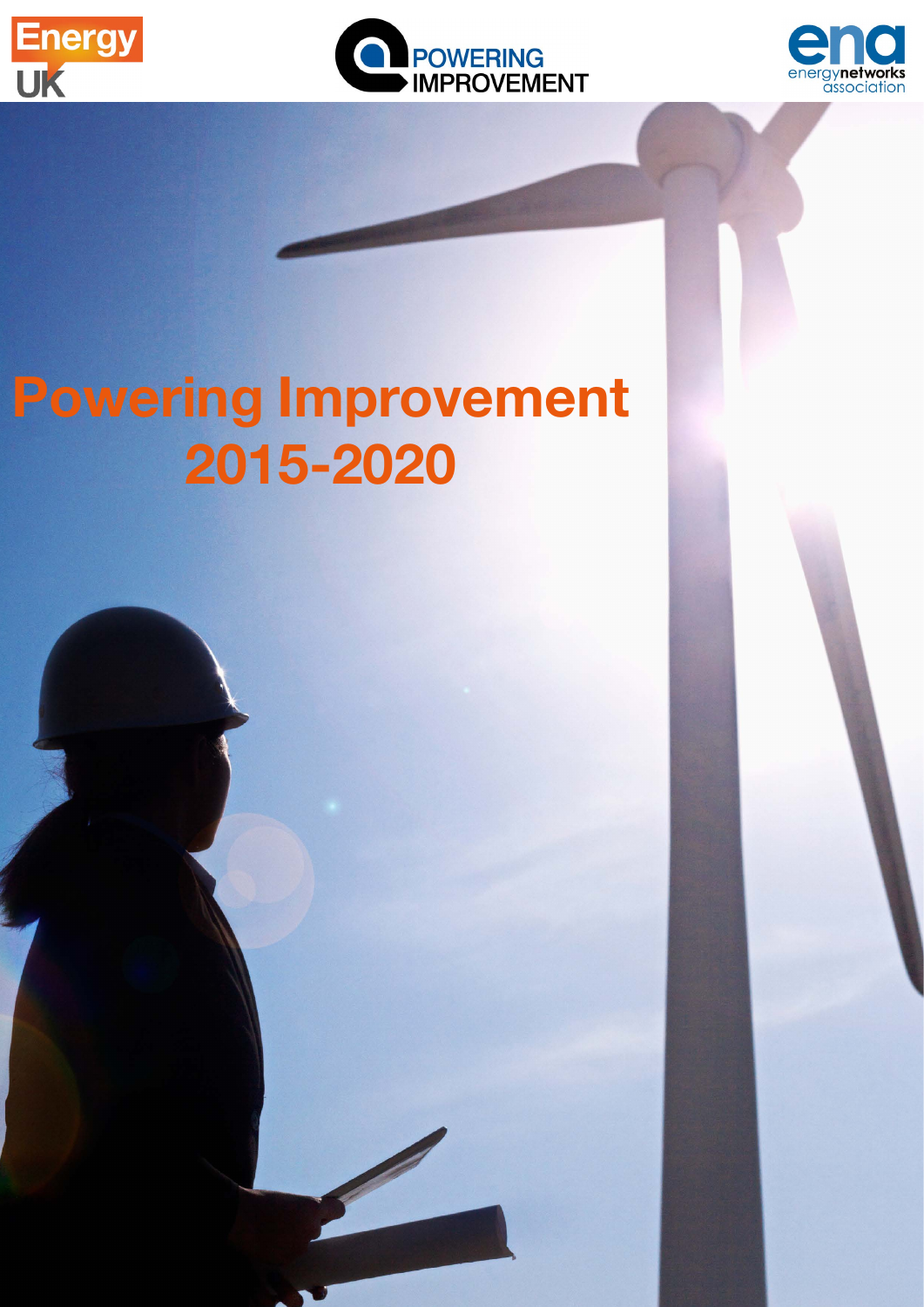Energy UK

POWERING IMPROVEMENT

ena energynetworks association

# Powering Improvement 2015-2020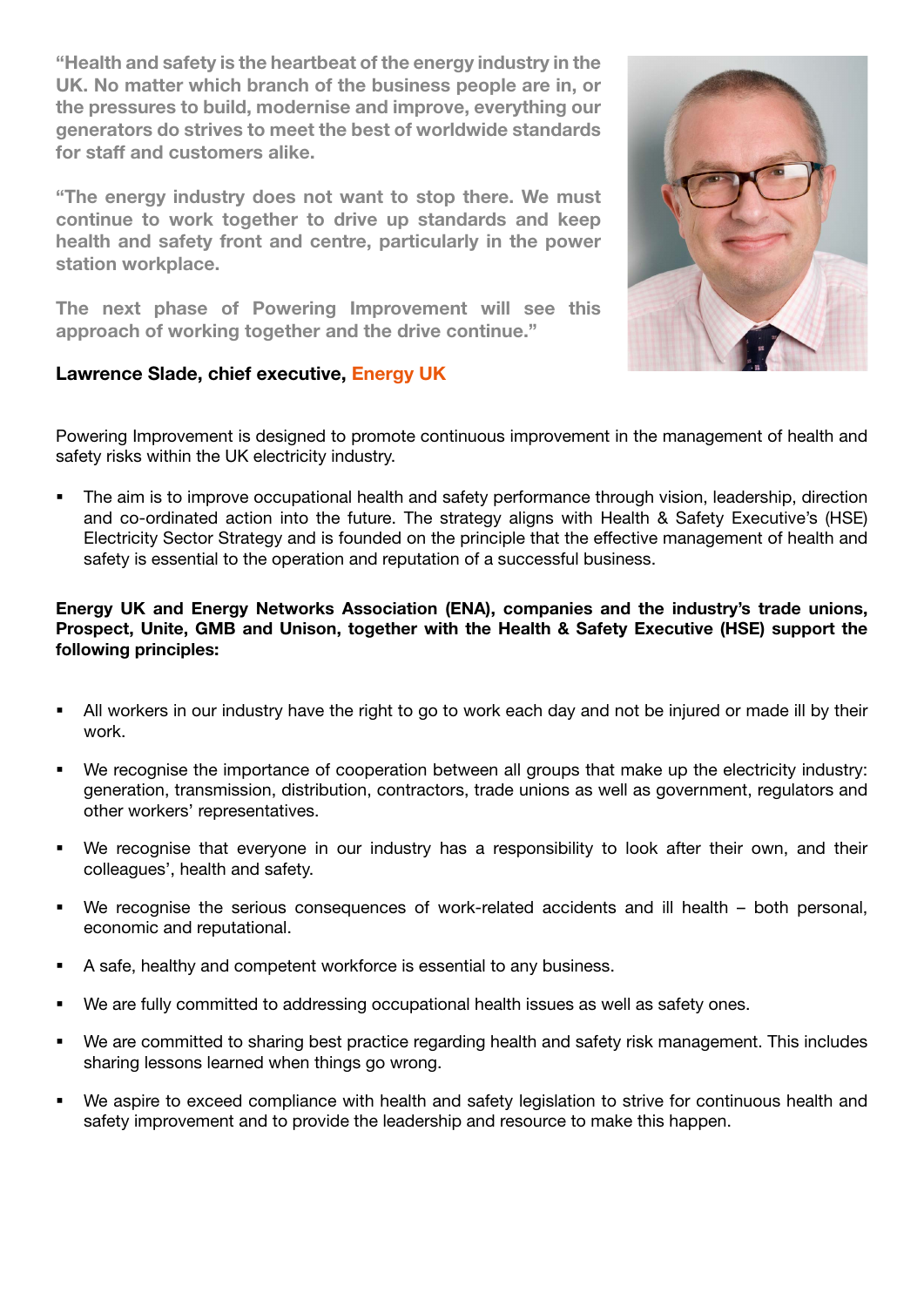**"Health and safety is the heartbeat of the energy industry in the UK. No matter which branch of the business people are in, or the pressures to build, modernise and improve, everything our generators do strives to meet the best of worldwide standards for staff and customers alike.**

**"The energy industry does not want to stop there. We must continue to work together to drive up standards and keep health and safety front and centre, particularly in the power station workplace.**

**The next phase of Powering Improvement will see this approach of working together and the drive continue."**

**Lawrence Slade, chief executive, Energy UK**

Powering Improvement is designed to promote continuous improvement in the management of health and safety risks within the UK electricity industry.

- The aim is to improve occupational health and safety performance through vision, leadership, direction and co-ordinated action into the future. The strategy aligns with Health & Safety Executive's (HSE) Electricity Sector Strategy and is founded on the principle that the effective management of health and safety is essential to the operation and reputation of a successful business.

**Energy UK and Energy Networks Association (ENA), companies and the industry's trade unions, Prospect, Unite, GMB and Unison, together with the Health & Safety Executive (HSE) support the following principles:**

- All workers in our industry have the right to go to work each day and not be injured or made ill by their work.
- We recognise the importance of cooperation between all groups that make up the electricity industry: generation, transmission, distribution, contractors, trade unions as well as government, regulators and other workers' representatives.
- We recognise that everyone in our industry has a responsibility to look after their own, and their colleagues', health and safety.
- We recognise the serious consequences of work-related accidents and ill health – both personal, economic and reputational.
- A safe, healthy and competent workforce is essential to any business.
- We are fully committed to addressing occupational health issues as well as safety ones.
- We are committed to sharing best practice regarding health and safety risk management. This includes sharing lessons learned when things go wrong.
- We aspire to exceed compliance with health and safety legislation to strive for continuous health and safety improvement and to provide the leadership and resource to make this happen.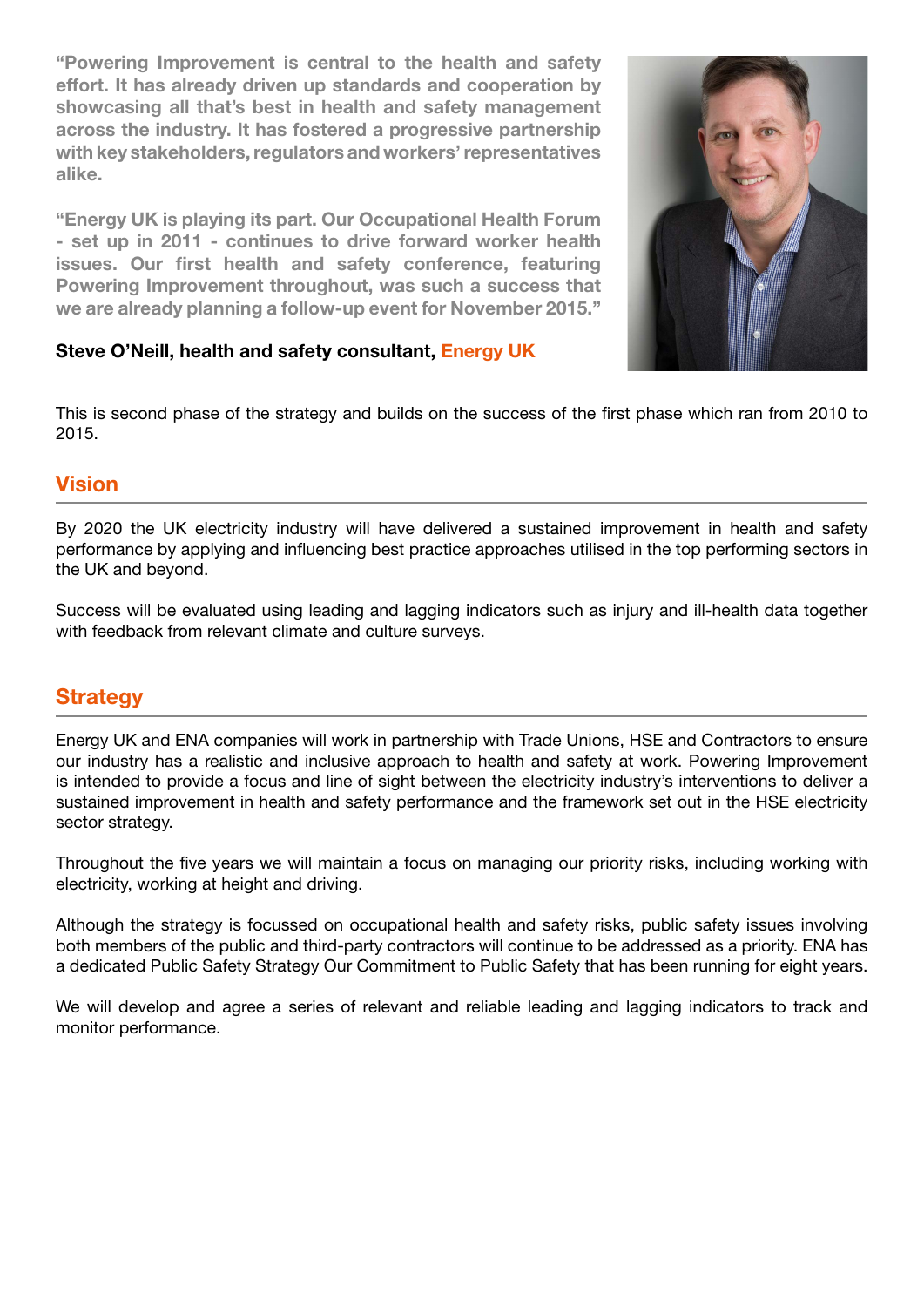**"Powering Improvement is central to the health and safety effort. It has already driven up standards and cooperation by showcasing all that's best in health and safety management across the industry. It has fostered a progressive partnership with key stakeholders, regulators and workers' representatives alike.**

**"Energy UK is playing its part. Our Occupational Health Forum - set up in 2011 - continues to drive forward worker health issues. Our first health and safety conference, featuring Powering Improvement throughout, was such a success that we are already planning a follow-up event for November 2015."**

**Steve O'Neill, health and safety consultant, Energy UK**

This is second phase of the strategy and builds on the success of the first phase which ran from 2010 to 2015.

## Vision

By 2020 the UK electricity industry will have delivered a sustained improvement in health and safety performance by applying and influencing best practice approaches utilised in the top performing sectors in the UK and beyond.

Success will be evaluated using leading and lagging indicators such as injury and ill-health data together with feedback from relevant climate and culture surveys.

## Strategy

Energy UK and ENA companies will work in partnership with Trade Unions, HSE and Contractors to ensure our industry has a realistic and inclusive approach to health and safety at work. Powering Improvement is intended to provide a focus and line of sight between the electricity industry's interventions to deliver a sustained improvement in health and safety performance and the framework set out in the HSE electricity sector strategy.

Throughout the five years we will maintain a focus on managing our priority risks, including working with electricity, working at height and driving.

Although the strategy is focussed on occupational health and safety risks, public safety issues involving both members of the public and third-party contractors will continue to be addressed as a priority. ENA has a dedicated Public Safety Strategy Our Commitment to Public Safety that has been running for eight years.

We will develop and agree a series of relevant and reliable leading and lagging indicators to track and monitor performance.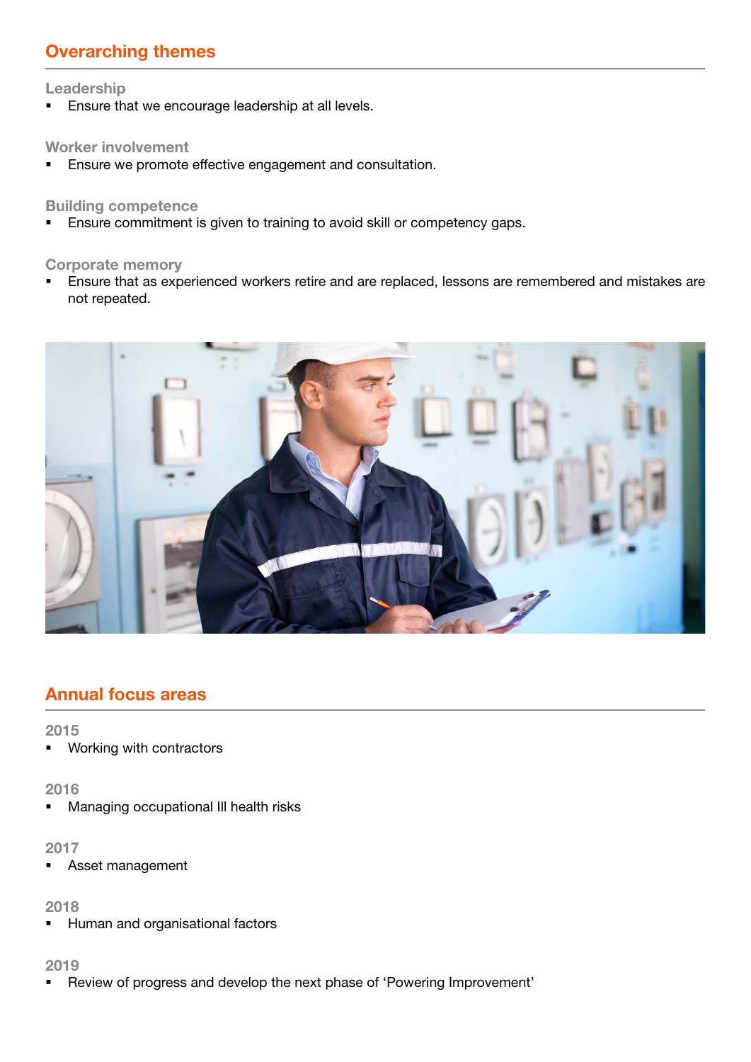## Overarching themes

### Leadership

- Ensure that we encourage leadership at all levels.

### Worker involvement

- Ensure we promote effective engagement and consultation.

### Building competence

- Ensure commitment is given to training to avoid skill or competency gaps.

### Corporate memory

- Ensure that as experienced workers retire and are replaced, lessons are remembered and mistakes are not repeated.

## Annual focus areas

### 2015

- Working with contractors

### 2016

- Managing occupational Ill health risks

### 2017

- Asset management

### 2018

- Human and organisational factors

### 2019

- Review of progress and develop the next phase of 'Powering Improvement'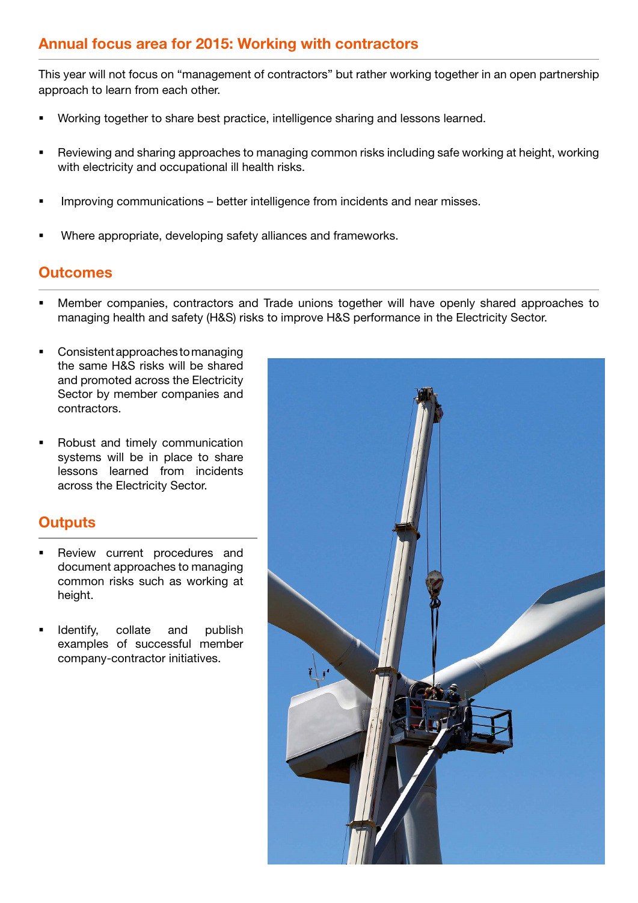## Annual focus area for 2015: Working with contractors

This year will not focus on “management of contractors” but rather working together in an open partnership approach to learn from each other.

- Working together to share best practice, intelligence sharing and lessons learned.
- Reviewing and sharing approaches to managing common risks including safe working at height, working with electricity and occupational ill health risks.
- Improving communications – better intelligence from incidents and near misses.
- Where appropriate, developing safety alliances and frameworks.

## Outcomes

- Member companies, contractors and Trade unions together will have openly shared approaches to managing health and safety (H&S) risks to improve H&S performance in the Electricity Sector.
- Consistent approaches to managing the same H&S risks will be shared and promoted across the Electricity Sector by member companies and contractors.
- Robust and timely communication systems will be in place to share lessons learned from incidents across the Electricity Sector.

## Outputs

- Review current procedures and document approaches to managing common risks such as working at height.
- Identify, collate and publish examples of successful member company-contractor initiatives.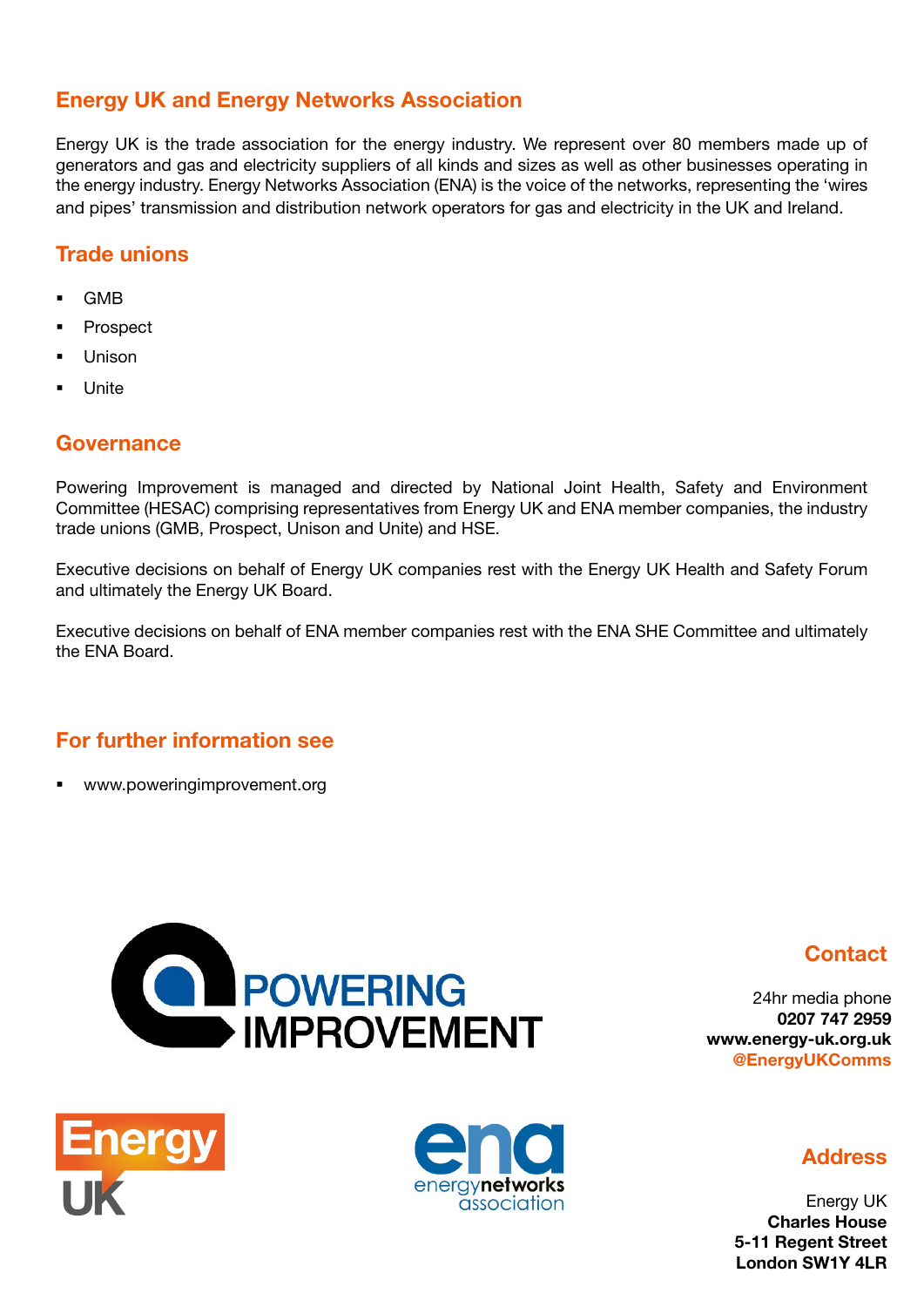## Energy UK and Energy Networks Association

Energy UK is the trade association for the energy industry. We represent over 80 members made up of generators and gas and electricity suppliers of all kinds and sizes as well as other businesses operating in the energy industry. Energy Networks Association (ENA) is the voice of the networks, representing the 'wires and pipes' transmission and distribution network operators for gas and electricity in the UK and Ireland.

## Trade unions

- GMB
- Prospect
- Unison
- Unite

## Governance

Powering Improvement is managed and directed by National Joint Health, Safety and Environment Committee (HESAC) comprising representatives from Energy UK and ENA member companies, the industry trade unions (GMB, Prospect, Unison and Unite) and HSE.

Executive decisions on behalf of Energy UK companies rest with the Energy UK Health and Safety Forum and ultimately the Energy UK Board.

Executive decisions on behalf of ENA member companies rest with the ENA SHE Committee and ultimately the ENA Board.

## For further information see

- www.poweringimprovement.org

POWERING IMPROVEMENT

Energy UK

energynetworks association

## Contact

24hr media phone
**0207 747 2959**
**www.energy-uk.org.uk**
**@EnergyUKComms**

## Address

Energy UK
**Charles House**
**5-11 Regent Street**
**London SW1Y 4LR**